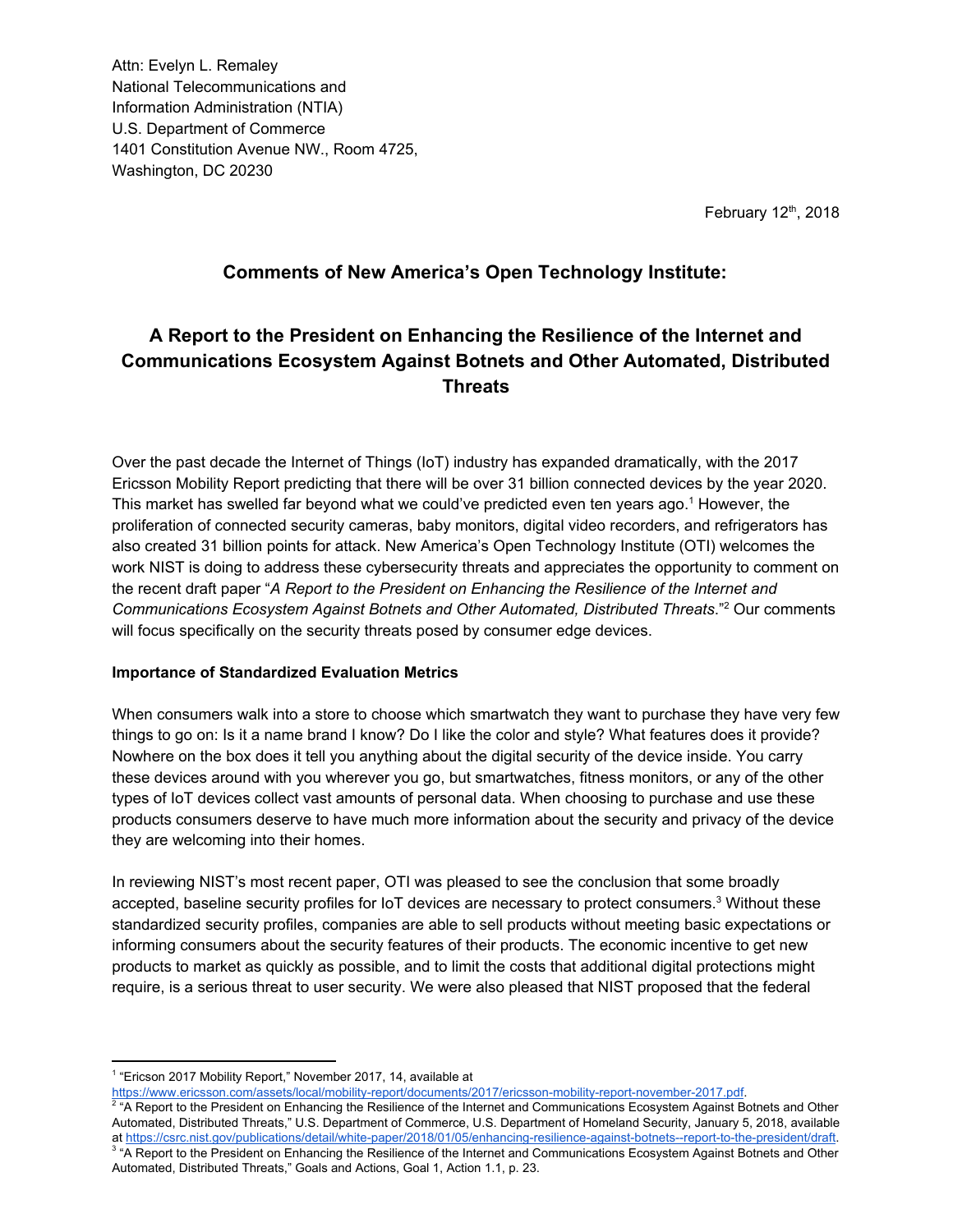Attn: Evelyn L. Remaley
National Telecommunications and
Information Administration (NTIA)
U.S. Department of Commerce
1401 Constitution Avenue NW., Room 4725,
Washington, DC 20230

February 12th, 2018

## Comments of New America's Open Technology Institute:

## A Report to the President on Enhancing the Resilience of the Internet and Communications Ecosystem Against Botnets and Other Automated, Distributed Threats

Over the past decade the Internet of Things (IoT) industry has expanded dramatically, with the 2017 Ericsson Mobility Report predicting that there will be over 31 billion connected devices by the year 2020. This market has swelled far beyond what we could've predicted even ten years ago.[1] However, the proliferation of connected security cameras, baby monitors, digital video recorders, and refrigerators has also created 31 billion points for attack. New America's Open Technology Institute (OTI) welcomes the work NIST is doing to address these cybersecurity threats and appreciates the opportunity to comment on the recent draft paper "*A Report to the President on Enhancing the Resilience of the Internet and Communications Ecosystem Against Botnets and Other Automated, Distributed Threats*."[2] Our comments will focus specifically on the security threats posed by consumer edge devices.

**Importance of Standardized Evaluation Metrics**

When consumers walk into a store to choose which smartwatch they want to purchase they have very few things to go on: Is it a name brand I know? Do I like the color and style? What features does it provide? Nowhere on the box does it tell you anything about the digital security of the device inside. You carry these devices around with you wherever you go, but smartwatches, fitness monitors, or any of the other types of IoT devices collect vast amounts of personal data. When choosing to purchase and use these products consumers deserve to have much more information about the security and privacy of the device they are welcoming into their homes.

In reviewing NIST's most recent paper, OTI was pleased to see the conclusion that some broadly accepted, baseline security profiles for IoT devices are necessary to protect consumers.[3] Without these standardized security profiles, companies are able to sell products without meeting basic expectations or informing consumers about the security features of their products. The economic incentive to get new products to market as quickly as possible, and to limit the costs that additional digital protections might require, is a serious threat to user security. We were also pleased that NIST proposed that the federal

---

[1] "Ericson 2017 Mobility Report," November 2017, 14, available at https://www.ericsson.com/assets/local/mobility-report/documents/2017/ericsson-mobility-report-november-2017.pdf.

[2] "A Report to the President on Enhancing the Resilience of the Internet and Communications Ecosystem Against Botnets and Other Automated, Distributed Threats," U.S. Department of Commerce, U.S. Department of Homeland Security, January 5, 2018, available at https://csrc.nist.gov/publications/detail/white-paper/2018/01/05/enhancing-resilience-against-botnets--report-to-the-president/draft.

[3] "A Report to the President on Enhancing the Resilience of the Internet and Communications Ecosystem Against Botnets and Other Automated, Distributed Threats," Goals and Actions, Goal 1, Action 1.1, p. 23.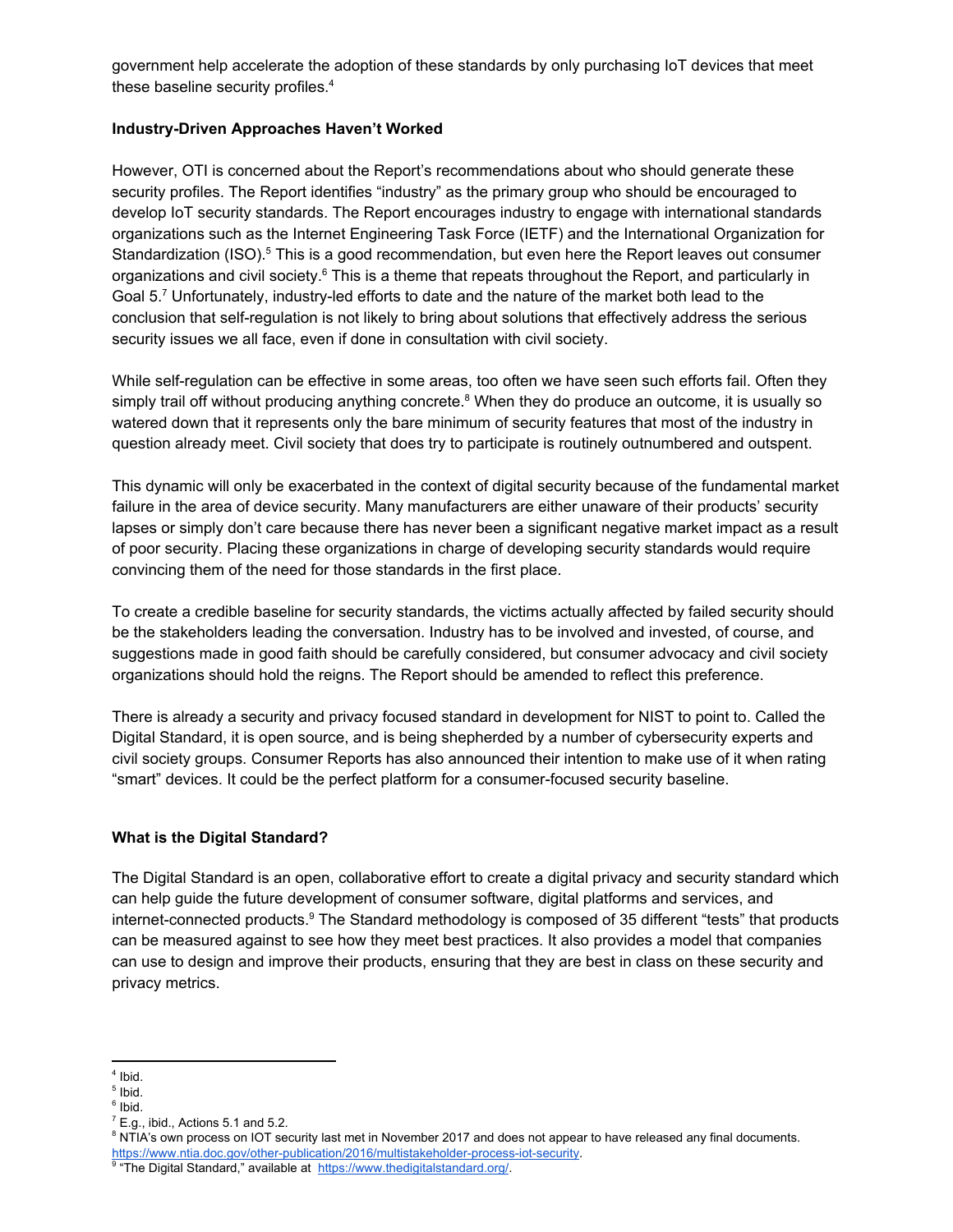government help accelerate the adoption of these standards by only purchasing IoT devices that meet these baseline security profiles.[4]

**Industry-Driven Approaches Haven't Worked**

However, OTI is concerned about the Report's recommendations about who should generate these security profiles. The Report identifies "industry" as the primary group who should be encouraged to develop IoT security standards. The Report encourages industry to engage with international standards organizations such as the Internet Engineering Task Force (IETF) and the International Organization for Standardization (ISO).[5] This is a good recommendation, but even here the Report leaves out consumer organizations and civil society.[6] This is a theme that repeats throughout the Report, and particularly in Goal 5.[7] Unfortunately, industry-led efforts to date and the nature of the market both lead to the conclusion that self-regulation is not likely to bring about solutions that effectively address the serious security issues we all face, even if done in consultation with civil society.

While self-regulation can be effective in some areas, too often we have seen such efforts fail. Often they simply trail off without producing anything concrete.[8] When they do produce an outcome, it is usually so watered down that it represents only the bare minimum of security features that most of the industry in question already meet. Civil society that does try to participate is routinely outnumbered and outspent.

This dynamic will only be exacerbated in the context of digital security because of the fundamental market failure in the area of device security. Many manufacturers are either unaware of their products' security lapses or simply don't care because there has never been a significant negative market impact as a result of poor security. Placing these organizations in charge of developing security standards would require convincing them of the need for those standards in the first place.

To create a credible baseline for security standards, the victims actually affected by failed security should be the stakeholders leading the conversation. Industry has to be involved and invested, of course, and suggestions made in good faith should be carefully considered, but consumer advocacy and civil society organizations should hold the reigns. The Report should be amended to reflect this preference.

There is already a security and privacy focused standard in development for NIST to point to. Called the Digital Standard, it is open source, and is being shepherded by a number of cybersecurity experts and civil society groups. Consumer Reports has also announced their intention to make use of it when rating "smart" devices. It could be the perfect platform for a consumer-focused security baseline.

**What is the Digital Standard?**

The Digital Standard is an open, collaborative effort to create a digital privacy and security standard which can help guide the future development of consumer software, digital platforms and services, and internet-connected products.[9] The Standard methodology is composed of 35 different "tests" that products can be measured against to see how they meet best practices. It also provides a model that companies can use to design and improve their products, ensuring that they are best in class on these security and privacy metrics.

---

[4] Ibid.
[5] Ibid.
[6] Ibid.
[7] E.g., ibid., Actions 5.1 and 5.2.
[8] NTIA's own process on IOT security last met in November 2017 and does not appear to have released any final documents. https://www.ntia.doc.gov/other-publication/2016/multistakeholder-process-iot-security.
[9] "The Digital Standard," available at https://www.thedigitalstandard.org/.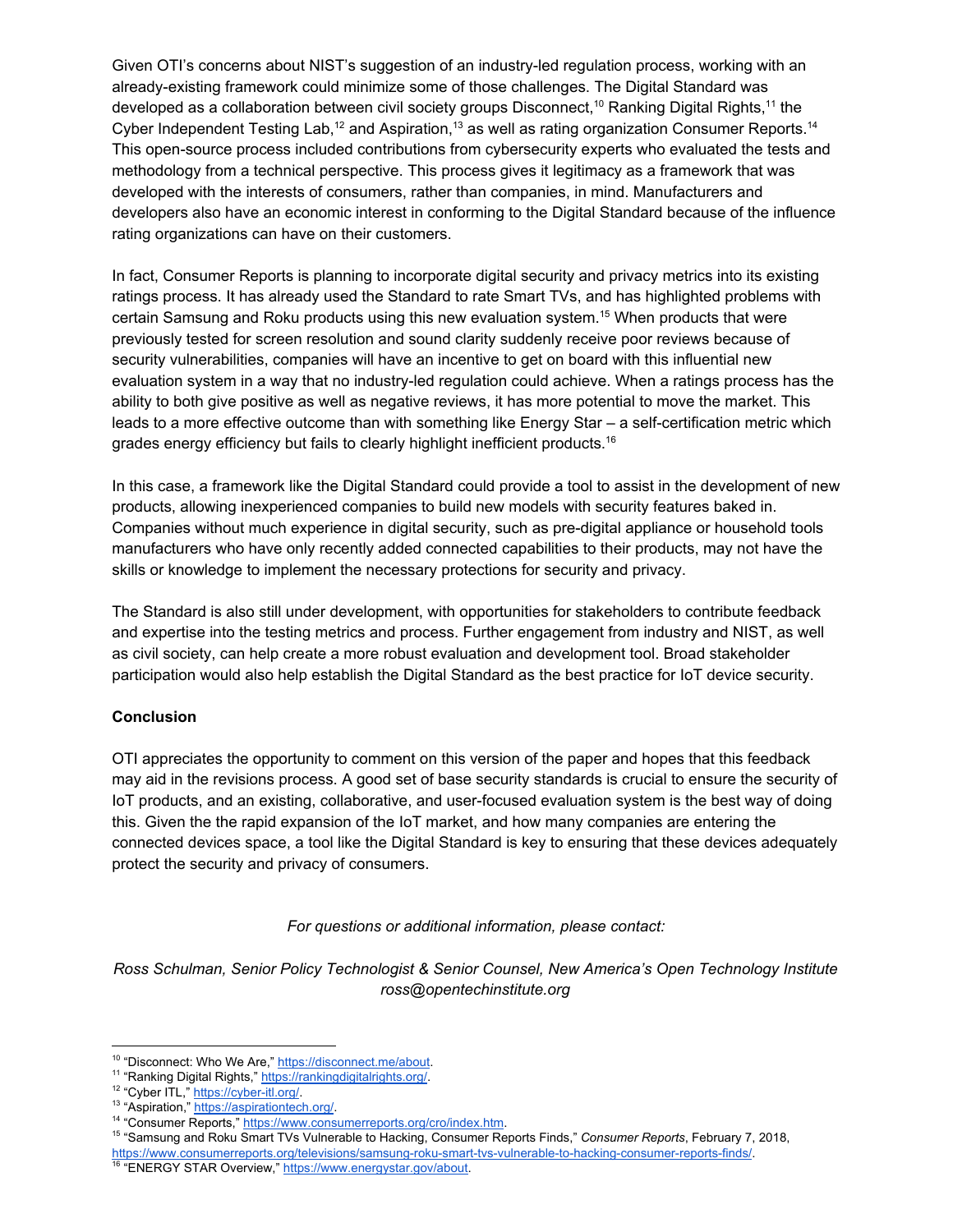Given OTI's concerns about NIST's suggestion of an industry-led regulation process, working with an already-existing framework could minimize some of those challenges. The Digital Standard was developed as a collaboration between civil society groups Disconnect,[10] Ranking Digital Rights,[11] the Cyber Independent Testing Lab,[12] and Aspiration,[13] as well as rating organization Consumer Reports.[14] This open-source process included contributions from cybersecurity experts who evaluated the tests and methodology from a technical perspective. This process gives it legitimacy as a framework that was developed with the interests of consumers, rather than companies, in mind. Manufacturers and developers also have an economic interest in conforming to the Digital Standard because of the influence rating organizations can have on their customers.

In fact, Consumer Reports is planning to incorporate digital security and privacy metrics into its existing ratings process. It has already used the Standard to rate Smart TVs, and has highlighted problems with certain Samsung and Roku products using this new evaluation system.[15] When products that were previously tested for screen resolution and sound clarity suddenly receive poor reviews because of security vulnerabilities, companies will have an incentive to get on board with this influential new evaluation system in a way that no industry-led regulation could achieve. When a ratings process has the ability to both give positive as well as negative reviews, it has more potential to move the market. This leads to a more effective outcome than with something like Energy Star – a self-certification metric which grades energy efficiency but fails to clearly highlight inefficient products.[16]

In this case, a framework like the Digital Standard could provide a tool to assist in the development of new products, allowing inexperienced companies to build new models with security features baked in. Companies without much experience in digital security, such as pre-digital appliance or household tools manufacturers who have only recently added connected capabilities to their products, may not have the skills or knowledge to implement the necessary protections for security and privacy.

The Standard is also still under development, with opportunities for stakeholders to contribute feedback and expertise into the testing metrics and process. Further engagement from industry and NIST, as well as civil society, can help create a more robust evaluation and development tool. Broad stakeholder participation would also help establish the Digital Standard as the best practice for IoT device security.

**Conclusion**

OTI appreciates the opportunity to comment on this version of the paper and hopes that this feedback may aid in the revisions process. A good set of base security standards is crucial to ensure the security of IoT products, and an existing, collaborative, and user-focused evaluation system is the best way of doing this. Given the the rapid expansion of the IoT market, and how many companies are entering the connected devices space, a tool like the Digital Standard is key to ensuring that these devices adequately protect the security and privacy of consumers.

*For questions or additional information, please contact:*

*Ross Schulman, Senior Policy Technologist & Senior Counsel, New America's Open Technology Institute ross@opentechinstitute.org*

---

[10] "Disconnect: Who We Are," https://disconnect.me/about.
[11] "Ranking Digital Rights," https://rankingdigitalrights.org/.
[12] "Cyber ITL," https://cyber-itl.org/.
[13] "Aspiration," https://aspirationtech.org/.
[14] "Consumer Reports," https://www.consumerreports.org/cro/index.htm.
[15] "Samsung and Roku Smart TVs Vulnerable to Hacking, Consumer Reports Finds," *Consumer Reports*, February 7, 2018, https://www.consumerreports.org/televisions/samsung-roku-smart-tvs-vulnerable-to-hacking-consumer-reports-finds/.
[16] "ENERGY STAR Overview," https://www.energystar.gov/about.